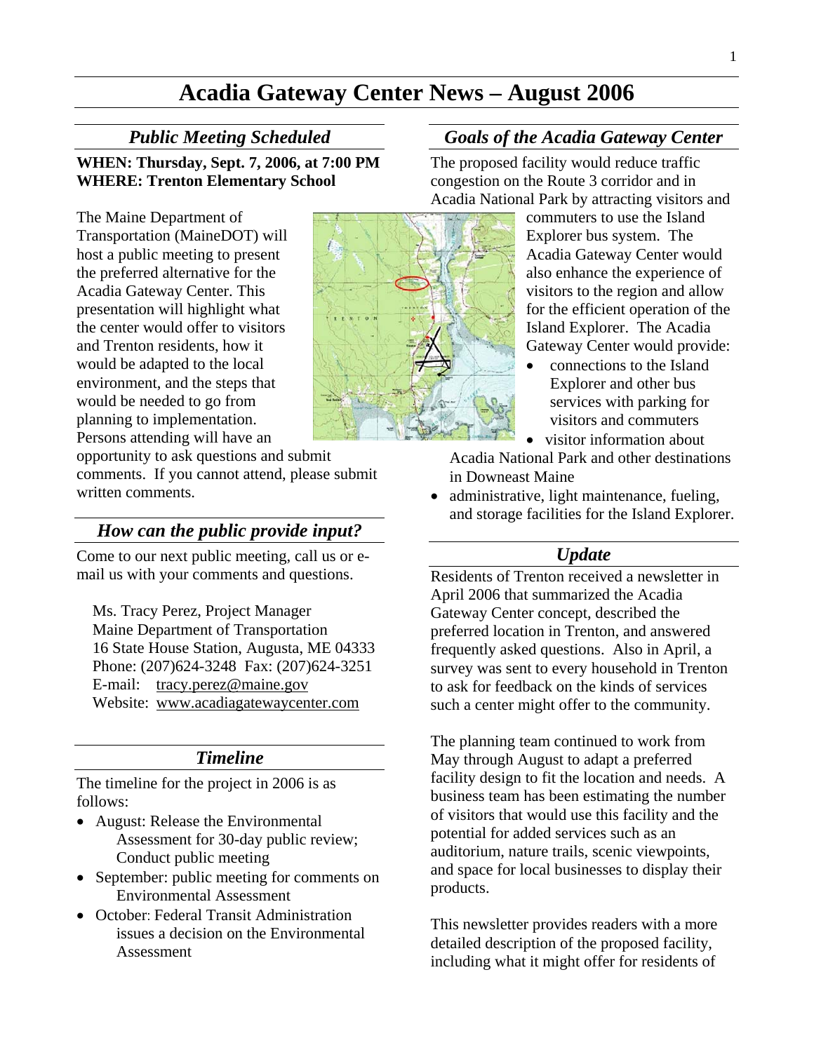# Acadia Gateway Center News – August 2006

## *Public Meeting Scheduled*

**WHEN: Thursday, Sept. 7, 2006, at 7:00 PM**
**WHERE: Trenton Elementary School**

The Maine Department of Transportation (MaineDOT) will host a public meeting to present the preferred alternative for the Acadia Gateway Center. This presentation will highlight what the center would offer to visitors and Trenton residents, how it would be adapted to the local environment, and the steps that would be needed to go from planning to implementation. Persons attending will have an opportunity to ask questions and submit comments. If you cannot attend, please submit written comments.

## *How can the public provide input?*

Come to our next public meeting, call us or e-mail us with your comments and questions.

Ms. Tracy Perez, Project Manager
Maine Department of Transportation
16 State House Station, Augusta, ME 04333
Phone: (207)624-3248 Fax: (207)624-3251
E-mail: tracy.perez@maine.gov
Website: www.acadiagatewaycenter.com

## *Timeline*

The timeline for the project in 2006 is as follows:

- August: Release the Environmental Assessment for 30-day public review; Conduct public meeting
- September: public meeting for comments on Environmental Assessment
- October: Federal Transit Administration issues a decision on the Environmental Assessment

## *Goals of the Acadia Gateway Center*

The proposed facility would reduce traffic congestion on the Route 3 corridor and in Acadia National Park by attracting visitors and commuters to use the Island Explorer bus system. The Acadia Gateway Center would also enhance the experience of visitors to the region and allow for the efficient operation of the Island Explorer. The Acadia Gateway Center would provide:

- connections to the Island Explorer and other bus services with parking for visitors and commuters
- visitor information about Acadia National Park and other destinations in Downeast Maine
- administrative, light maintenance, fueling, and storage facilities for the Island Explorer.

## *Update*

Residents of Trenton received a newsletter in April 2006 that summarized the Acadia Gateway Center concept, described the preferred location in Trenton, and answered frequently asked questions. Also in April, a survey was sent to every household in Trenton to ask for feedback on the kinds of services such a center might offer to the community.

The planning team continued to work from May through August to adapt a preferred facility design to fit the location and needs. A business team has been estimating the number of visitors that would use this facility and the potential for added services such as an auditorium, nature trails, scenic viewpoints, and space for local businesses to display their products.

This newsletter provides readers with a more detailed description of the proposed facility, including what it might offer for residents of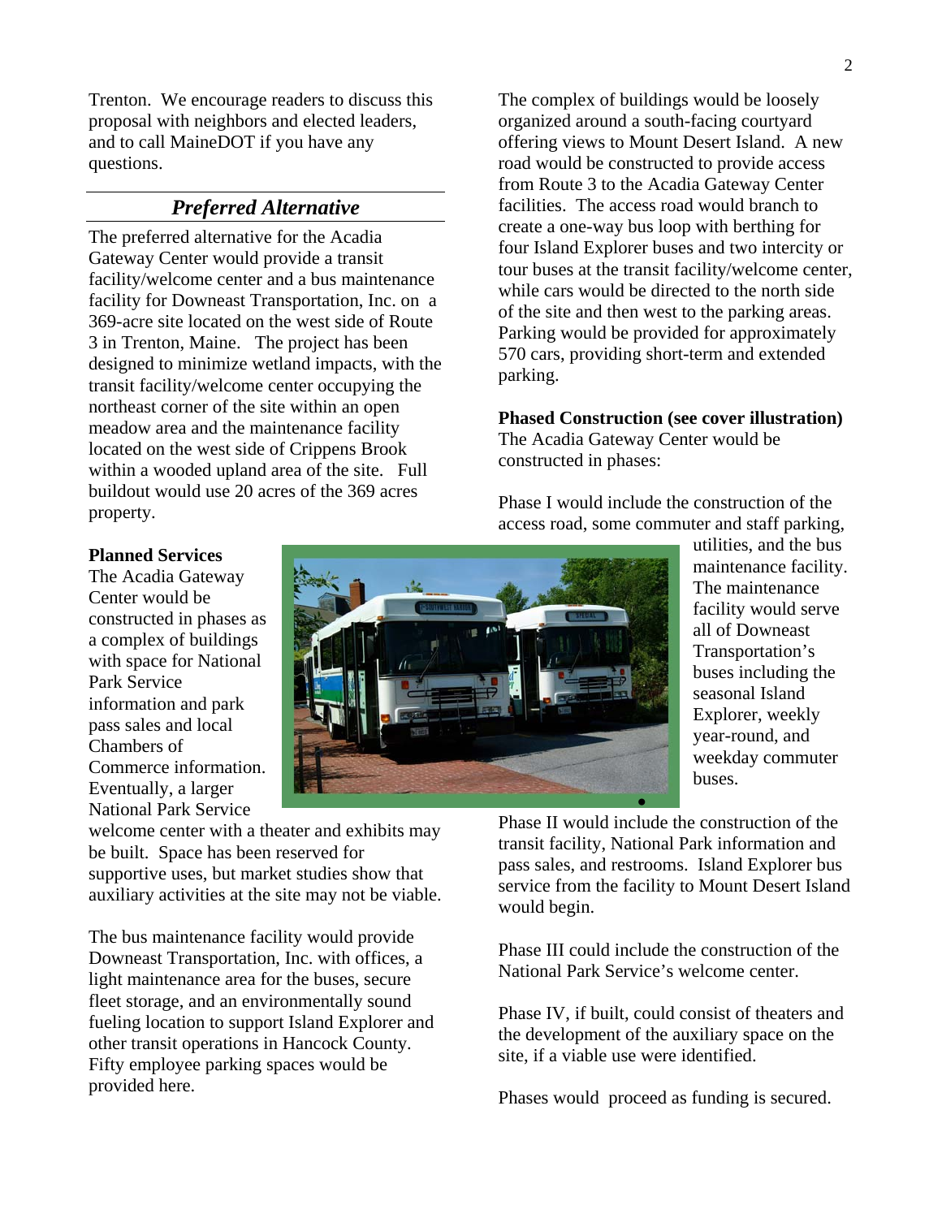Trenton. We encourage readers to discuss this proposal with neighbors and elected leaders, and to call MaineDOT if you have any questions.

## *Preferred Alternative*

The preferred alternative for the Acadia Gateway Center would provide a transit facility/welcome center and a bus maintenance facility for Downeast Transportation, Inc. on a 369-acre site located on the west side of Route 3 in Trenton, Maine. The project has been designed to minimize wetland impacts, with the transit facility/welcome center occupying the northeast corner of the site within an open meadow area and the maintenance facility located on the west side of Crippens Brook within a wooded upland area of the site. Full buildout would use 20 acres of the 369 acres property.

**Planned Services**

The Acadia Gateway Center would be constructed in phases as a complex of buildings with space for National Park Service information and park pass sales and local Chambers of Commerce information. Eventually, a larger National Park Service welcome center with a theater and exhibits may be built. Space has been reserved for supportive uses, but market studies show that auxiliary activities at the site may not be viable.

The bus maintenance facility would provide Downeast Transportation, Inc. with offices, a light maintenance area for the buses, secure fleet storage, and an environmentally sound fueling location to support Island Explorer and other transit operations in Hancock County. Fifty employee parking spaces would be provided here.

The complex of buildings would be loosely organized around a south-facing courtyard offering views to Mount Desert Island. A new road would be constructed to provide access from Route 3 to the Acadia Gateway Center facilities. The access road would branch to create a one-way bus loop with berthing for four Island Explorer buses and two intercity or tour buses at the transit facility/welcome center, while cars would be directed to the north side of the site and then west to the parking areas. Parking would be provided for approximately 570 cars, providing short-term and extended parking.

**Phased Construction (see cover illustration)**

The Acadia Gateway Center would be constructed in phases:

Phase I would include the construction of the access road, some commuter and staff parking, utilities, and the bus maintenance facility. The maintenance facility would serve all of Downeast Transportation's buses including the seasonal Island Explorer, weekly year-round, and weekday commuter buses.

Phase II would include the construction of the transit facility, National Park information and pass sales, and restrooms. Island Explorer bus service from the facility to Mount Desert Island would begin.

Phase III could include the construction of the National Park Service's welcome center.

Phase IV, if built, could consist of theaters and the development of the auxiliary space on the site, if a viable use were identified.

Phases would proceed as funding is secured.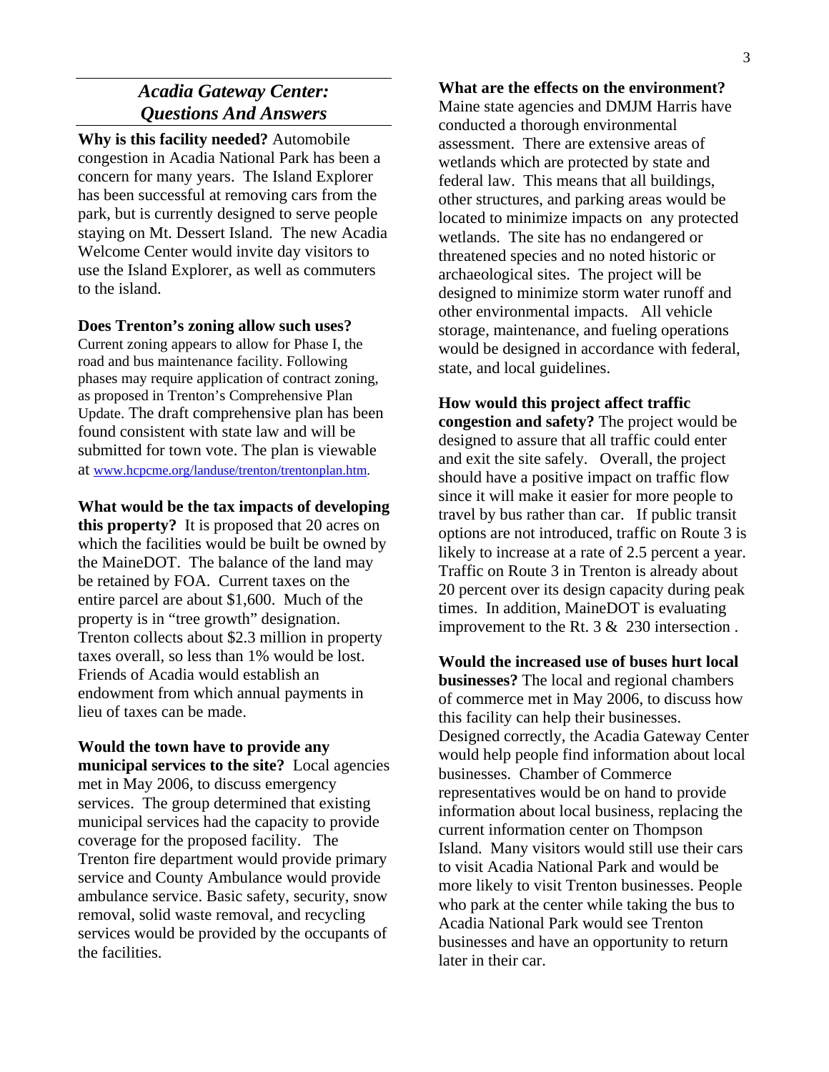## *Acadia Gateway Center: Questions And Answers*

**Why is this facility needed?** Automobile congestion in Acadia National Park has been a concern for many years. The Island Explorer has been successful at removing cars from the park, but is currently designed to serve people staying on Mt. Dessert Island. The new Acadia Welcome Center would invite day visitors to use the Island Explorer, as well as commuters to the island.

**Does Trenton's zoning allow such uses?** Current zoning appears to allow for Phase I, the road and bus maintenance facility. Following phases may require application of contract zoning, as proposed in Trenton's Comprehensive Plan Update. The draft comprehensive plan has been found consistent with state law and will be submitted for town vote. The plan is viewable at www.hcpcme.org/landuse/trenton/trentonplan.htm.

**What would be the tax impacts of developing this property?** It is proposed that 20 acres on which the facilities would be built be owned by the MaineDOT. The balance of the land may be retained by FOA. Current taxes on the entire parcel are about $1,600. Much of the property is in "tree growth" designation. Trenton collects about $2.3 million in property taxes overall, so less than 1% would be lost. Friends of Acadia would establish an endowment from which annual payments in lieu of taxes can be made.

**Would the town have to provide any municipal services to the site?** Local agencies met in May 2006, to discuss emergency services. The group determined that existing municipal services had the capacity to provide coverage for the proposed facility. The Trenton fire department would provide primary service and County Ambulance would provide ambulance service. Basic safety, security, snow removal, solid waste removal, and recycling services would be provided by the occupants of the facilities.

**What are the effects on the environment?** Maine state agencies and DMJM Harris have conducted a thorough environmental assessment. There are extensive areas of wetlands which are protected by state and federal law. This means that all buildings, other structures, and parking areas would be located to minimize impacts on any protected wetlands. The site has no endangered or threatened species and no noted historic or archaeological sites. The project will be designed to minimize storm water runoff and other environmental impacts. All vehicle storage, maintenance, and fueling operations would be designed in accordance with federal, state, and local guidelines.

**How would this project affect traffic congestion and safety?** The project would be designed to assure that all traffic could enter and exit the site safely. Overall, the project should have a positive impact on traffic flow since it will make it easier for more people to travel by bus rather than car. If public transit options are not introduced, traffic on Route 3 is likely to increase at a rate of 2.5 percent a year. Traffic on Route 3 in Trenton is already about 20 percent over its design capacity during peak times. In addition, MaineDOT is evaluating improvement to the Rt. 3 & 230 intersection .

**Would the increased use of buses hurt local businesses?** The local and regional chambers of commerce met in May 2006, to discuss how this facility can help their businesses. Designed correctly, the Acadia Gateway Center would help people find information about local businesses. Chamber of Commerce representatives would be on hand to provide information about local business, replacing the current information center on Thompson Island. Many visitors would still use their cars to visit Acadia National Park and would be more likely to visit Trenton businesses. People who park at the center while taking the bus to Acadia National Park would see Trenton businesses and have an opportunity to return later in their car.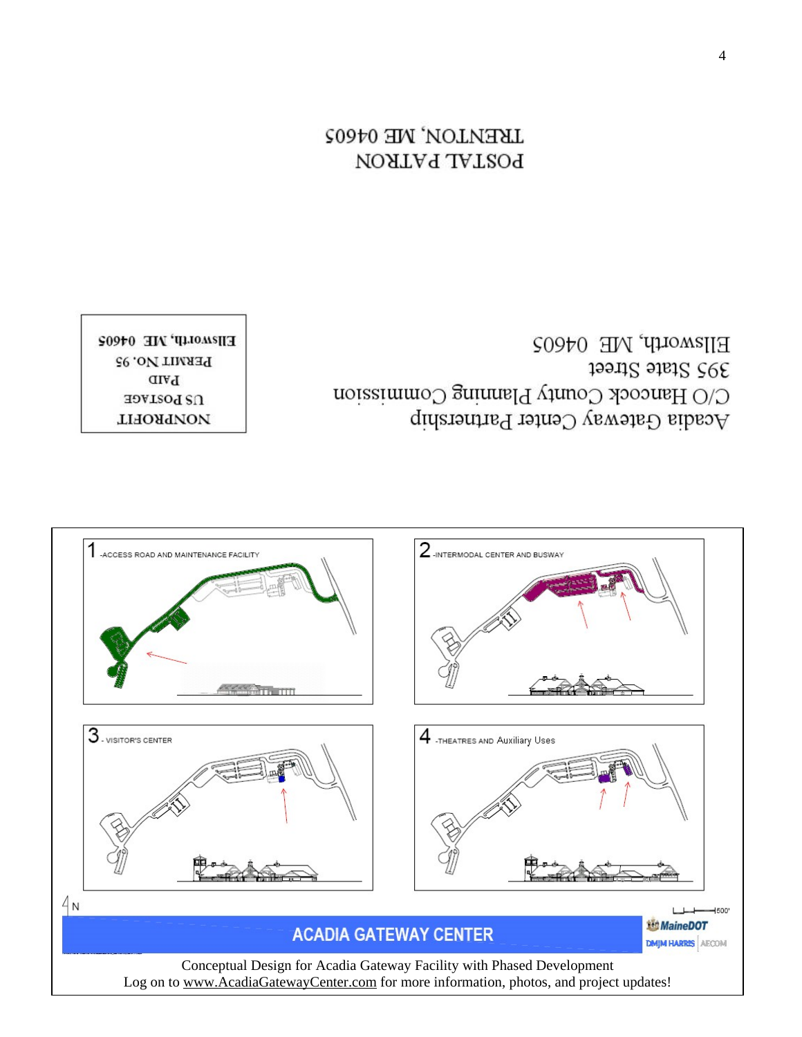POSTAL PATRON
TRENTON, ME 04605

Acadia Gateway Center Partnership
C/O Hancock County Planning Commission
395 State Street
Ellsworth, ME 04605

NONPROFIT
US POSTAGE
PAID
PERMIT NO. 95
Ellsworth, ME 04605

1 -ACCESS ROAD AND MAINTENANCE FACILITY

2 -INTERMODAL CENTER AND BUSWAY

3 - VISITOR'S CENTER

4 -THEATRES AND Auxiliary Uses

N

500'

ACADIA GATEWAY CENTER

MaineDOT

DMJM HARRIS | AECOM

Conceptual Design for Acadia Gateway Facility with Phased Development

Log on to www.AcadiaGatewayCenter.com for more information, photos, and project updates!